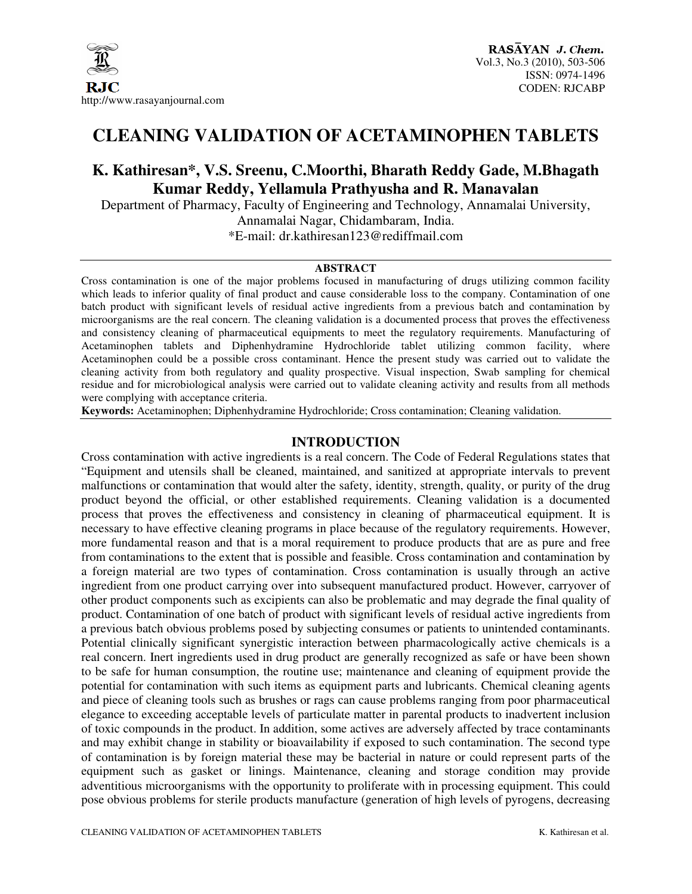# CLEANING VALIDATION OF ACETAMINOPHEN TABLETS

## K. Kathiresan*, V.S. Sreenu, C.Moorthi, Bharath Reddy Gade, M.Bhagath Kumar Reddy, Yellamula Prathyusha and R. Manavalan

Department of Pharmacy, Faculty of Engineering and Technology, Annamalai University, Annamalai Nagar, Chidambaram, India.

*E-mail: dr.kathiresan123@rediffmail.com

### ABSTRACT

Cross contamination is one of the major problems focused in manufacturing of drugs utilizing common facility which leads to inferior quality of final product and cause considerable loss to the company. Contamination of one batch product with significant levels of residual active ingredients from a previous batch and contamination by microorganisms are the real concern. The cleaning validation is a documented process that proves the effectiveness and consistency cleaning of pharmaceutical equipments to meet the regulatory requirements. Manufacturing of Acetaminophen tablets and Diphenhydramine Hydrochloride tablet utilizing common facility, where Acetaminophen could be a possible cross contaminant. Hence the present study was carried out to validate the cleaning activity from both regulatory and quality prospective. Visual inspection, Swab sampling for chemical residue and for microbiological analysis were carried out to validate cleaning activity and results from all methods were complying with acceptance criteria.

**Keywords:** Acetaminophen; Diphenhydramine Hydrochloride; Cross contamination; Cleaning validation.

### INTRODUCTION

Cross contamination with active ingredients is a real concern. The Code of Federal Regulations states that "Equipment and utensils shall be cleaned, maintained, and sanitized at appropriate intervals to prevent malfunctions or contamination that would alter the safety, identity, strength, quality, or purity of the drug product beyond the official, or other established requirements. Cleaning validation is a documented process that proves the effectiveness and consistency in cleaning of pharmaceutical equipment. It is necessary to have effective cleaning programs in place because of the regulatory requirements. However, more fundamental reason and that is a moral requirement to produce products that are as pure and free from contaminations to the extent that is possible and feasible. Cross contamination and contamination by a foreign material are two types of contamination. Cross contamination is usually through an active ingredient from one product carrying over into subsequent manufactured product. However, carryover of other product components such as excipients can also be problematic and may degrade the final quality of product. Contamination of one batch of product with significant levels of residual active ingredients from a previous batch obvious problems posed by subjecting consumes or patients to unintended contaminants. Potential clinically significant synergistic interaction between pharmacologically active chemicals is a real concern. Inert ingredients used in drug product are generally recognized as safe or have been shown to be safe for human consumption, the routine use; maintenance and cleaning of equipment provide the potential for contamination with such items as equipment parts and lubricants. Chemical cleaning agents and piece of cleaning tools such as brushes or rags can cause problems ranging from poor pharmaceutical elegance to exceeding acceptable levels of particulate matter in parental products to inadvertent inclusion of toxic compounds in the product. In addition, some actives are adversely affected by trace contaminants and may exhibit change in stability or bioavailability if exposed to such contamination. The second type of contamination is by foreign material these may be bacterial in nature or could represent parts of the equipment such as gasket or linings. Maintenance, cleaning and storage condition may provide adventitious microorganisms with the opportunity to proliferate with in processing equipment. This could pose obvious problems for sterile products manufacture (generation of high levels of pyrogens, decreasing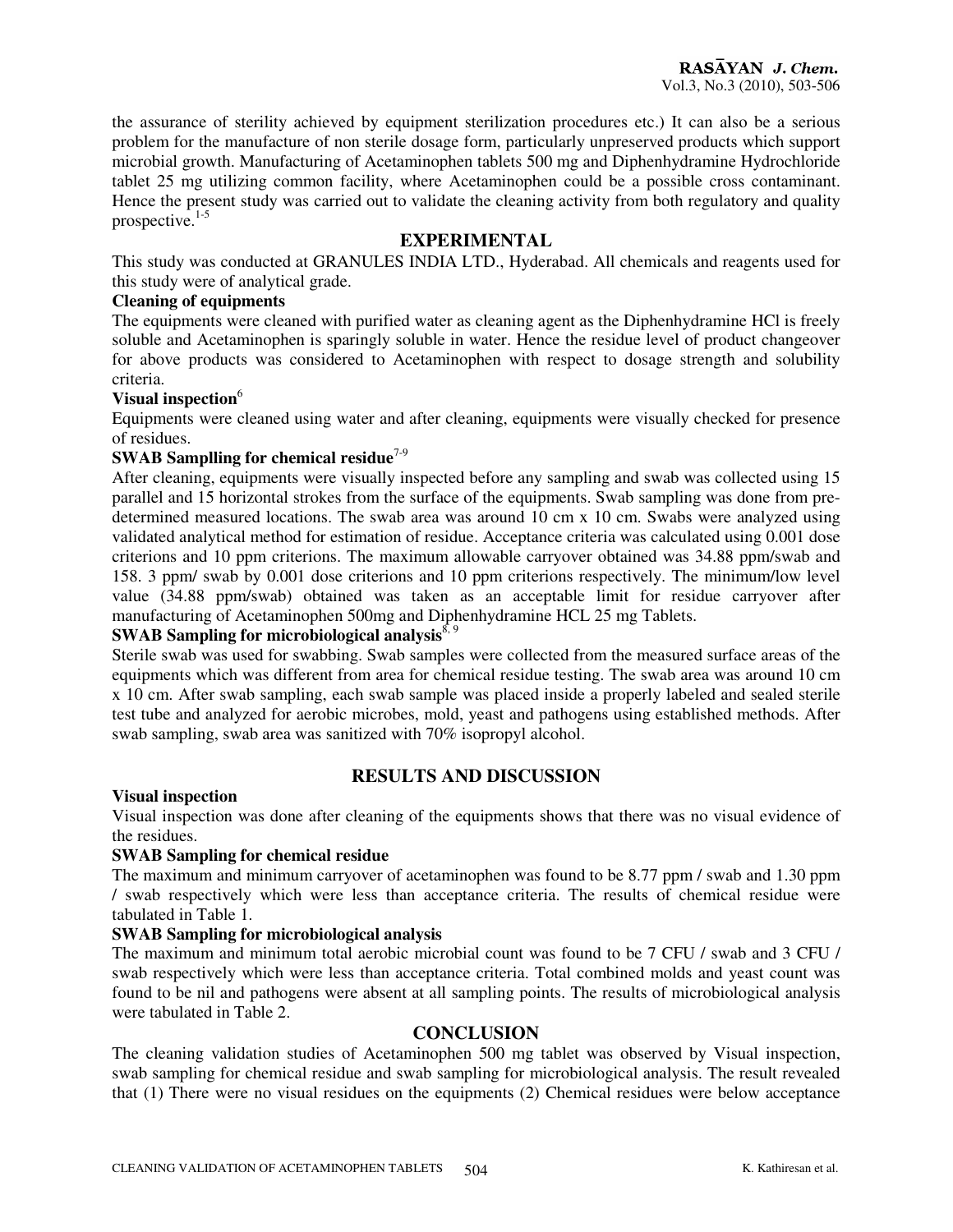the assurance of sterility achieved by equipment sterilization procedures etc.) It can also be a serious problem for the manufacture of non sterile dosage form, particularly unpreserved products which support microbial growth. Manufacturing of Acetaminophen tablets 500 mg and Diphenhydramine Hydrochloride tablet 25 mg utilizing common facility, where Acetaminophen could be a possible cross contaminant. Hence the present study was carried out to validate the cleaning activity from both regulatory and quality prospective.[1-5]

## EXPERIMENTAL

This study was conducted at GRANULES INDIA LTD., Hyderabad. All chemicals and reagents used for this study were of analytical grade.

### Cleaning of equipments

The equipments were cleaned with purified water as cleaning agent as the Diphenhydramine HCl is freely soluble and Acetaminophen is sparingly soluble in water. Hence the residue level of product changeover for above products was considered to Acetaminophen with respect to dosage strength and solubility criteria.

### Visual inspection[6]

Equipments were cleaned using water and after cleaning, equipments were visually checked for presence of residues.

### SWAB Samplling for chemical residue[7-9]

After cleaning, equipments were visually inspected before any sampling and swab was collected using 15 parallel and 15 horizontal strokes from the surface of the equipments. Swab sampling was done from pre-determined measured locations. The swab area was around 10 cm x 10 cm. Swabs were analyzed using validated analytical method for estimation of residue. Acceptance criteria was calculated using 0.001 dose criterions and 10 ppm criterions. The maximum allowable carryover obtained was 34.88 ppm/swab and 158. 3 ppm/ swab by 0.001 dose criterions and 10 ppm criterions respectively. The minimum/low level value (34.88 ppm/swab) obtained was taken as an acceptable limit for residue carryover after manufacturing of Acetaminophen 500mg and Diphenhydramine HCL 25 mg Tablets.

### SWAB Sampling for microbiological analysis[8, 9]

Sterile swab was used for swabbing. Swab samples were collected from the measured surface areas of the equipments which was different from area for chemical residue testing. The swab area was around 10 cm x 10 cm. After swab sampling, each swab sample was placed inside a properly labeled and sealed sterile test tube and analyzed for aerobic microbes, mold, yeast and pathogens using established methods. After swab sampling, swab area was sanitized with 70% isopropyl alcohol.

## RESULTS AND DISCUSSION

### Visual inspection

Visual inspection was done after cleaning of the equipments shows that there was no visual evidence of the residues.

### SWAB Sampling for chemical residue

The maximum and minimum carryover of acetaminophen was found to be 8.77 ppm / swab and 1.30 ppm / swab respectively which were less than acceptance criteria. The results of chemical residue were tabulated in Table 1.

### SWAB Sampling for microbiological analysis

The maximum and minimum total aerobic microbial count was found to be 7 CFU / swab and 3 CFU / swab respectively which were less than acceptance criteria. Total combined molds and yeast count was found to be nil and pathogens were absent at all sampling points. The results of microbiological analysis were tabulated in Table 2.

## CONCLUSION

The cleaning validation studies of Acetaminophen 500 mg tablet was observed by Visual inspection, swab sampling for chemical residue and swab sampling for microbiological analysis. The result revealed that (1) There were no visual residues on the equipments (2) Chemical residues were below acceptance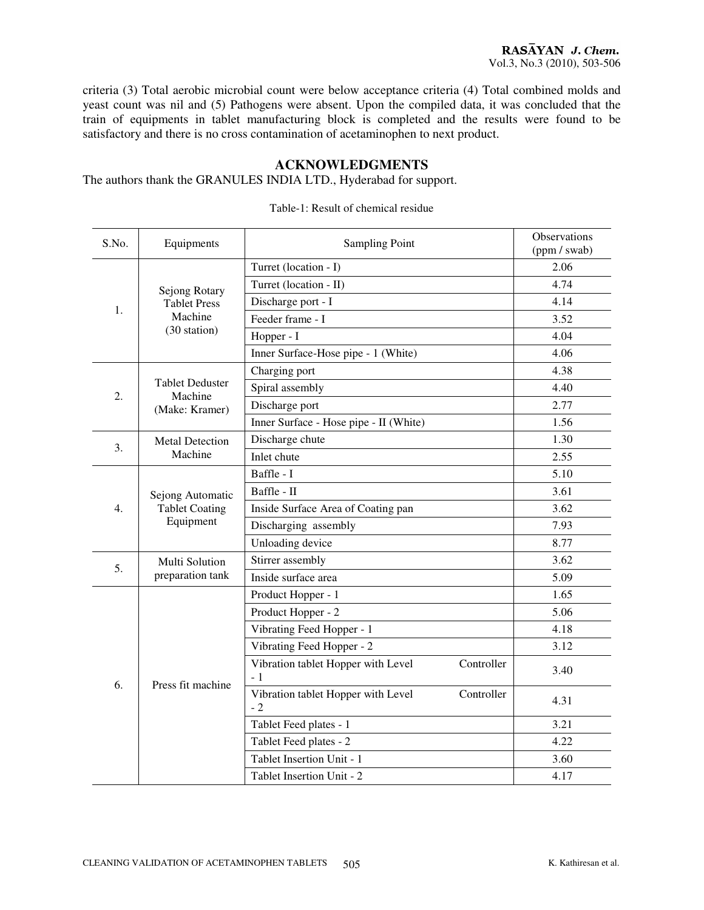criteria (3) Total aerobic microbial count were below acceptance criteria (4) Total combined molds and yeast count was nil and (5) Pathogens were absent. Upon the compiled data, it was concluded that the train of equipments in tablet manufacturing block is completed and the results were found to be satisfactory and there is no cross contamination of acetaminophen to next product.

## ACKNOWLEDGMENTS

The authors thank the GRANULES INDIA LTD., Hyderabad for support.

Table-1: Result of chemical residue

| S.No. | Equipments | Sampling Point | Observations (ppm / swab) |
|---|---|---|---|
| 1. | Sejong Rotary Tablet Press Machine (30 station) | Turret (location - I) | 2.06 |
| | | Turret (location - II) | 4.74 |
| | | Discharge port - I | 4.14 |
| | | Feeder frame - I | 3.52 |
| | | Hopper - I | 4.04 |
| | | Inner Surface-Hose pipe - 1 (White) | 4.06 |
| 2. | Tablet Deduster Machine (Make: Kramer) | Charging port | 4.38 |
| | | Spiral assembly | 4.40 |
| | | Discharge port | 2.77 |
| | | Inner Surface - Hose pipe - II (White) | 1.56 |
| 3. | Metal Detection Machine | Discharge chute | 1.30 |
| | | Inlet chute | 2.55 |
| 4. | Sejong Automatic Tablet Coating Equipment | Baffle - I | 5.10 |
| | | Baffle - II | 3.61 |
| | | Inside Surface Area of Coating pan | 3.62 |
| | | Discharging assembly | 7.93 |
| | | Unloading device | 8.77 |
| 5. | Multi Solution preparation tank | Stirrer assembly | 3.62 |
| | | Inside surface area | 5.09 |
| 6. | Press fit machine | Product Hopper - 1 | 1.65 |
| | | Product Hopper - 2 | 5.06 |
| | | Vibrating Feed Hopper - 1 | 4.18 |
| | | Vibrating Feed Hopper - 2 | 3.12 |
| | | Vibration tablet Hopper with Level Controller - 1 | 3.40 |
| | | Vibration tablet Hopper with Level Controller - 2 | 4.31 |
| | | Tablet Feed plates - 1 | 3.21 |
| | | Tablet Feed plates - 2 | 4.22 |
| | | Tablet Insertion Unit - 1 | 3.60 |
| | | Tablet Insertion Unit - 2 | 4.17 |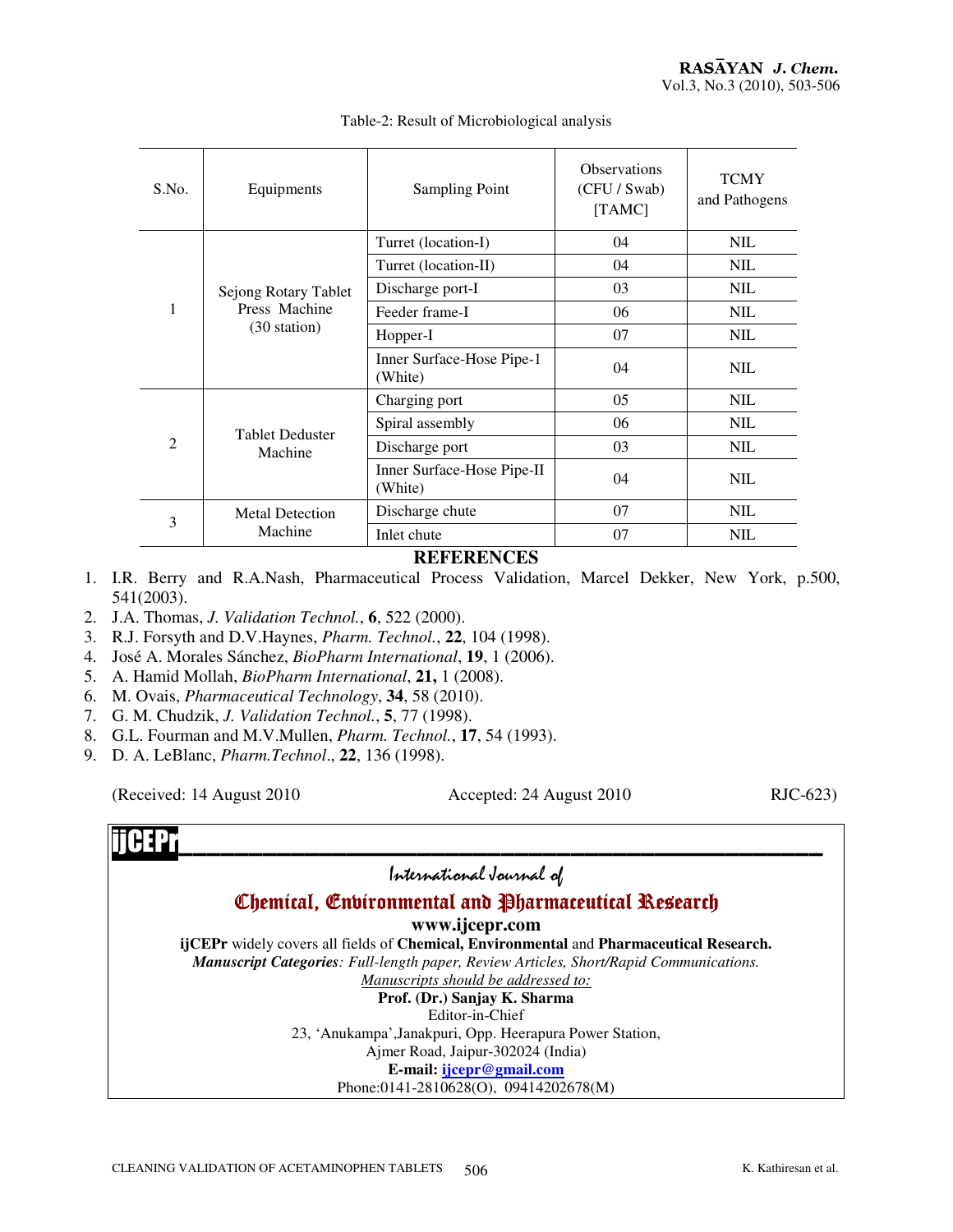Table-2: Result of Microbiological analysis

| S.No. | Equipments | Sampling Point | Observations (CFU / Swab) [TAMC] | TCMY and Pathogens |
|---|---|---|---|---|
| 1 | Sejong Rotary Tablet Press Machine (30 station) | Turret (location-I) | 04 | NIL |
| | | Turret (location-II) | 04 | NIL |
| | | Discharge port-I | 03 | NIL |
| | | Feeder frame-I | 06 | NIL |
| | | Hopper-I | 07 | NIL |
| | | Inner Surface-Hose Pipe-1 (White) | 04 | NIL |
| 2 | Tablet Deduster Machine | Charging port | 05 | NIL |
| | | Spiral assembly | 06 | NIL |
| | | Discharge port | 03 | NIL |
| | | Inner Surface-Hose Pipe-II (White) | 04 | NIL |
| 3 | Metal Detection Machine | Discharge chute | 07 | NIL |
| | | Inlet chute | 07 | NIL |

## REFERENCES

1. I.R. Berry and R.A.Nash, Pharmaceutical Process Validation, Marcel Dekker, New York, p.500, 541(2003).
2. J.A. Thomas, *J. Validation Technol.*, **6**, 522 (2000).
3. R.J. Forsyth and D.V.Haynes, *Pharm. Technol.*, **22**, 104 (1998).
4. José A. Morales Sánchez, *BioPharm International*, **19**, 1 (2006).
5. A. Hamid Mollah, *BioPharm International*, **21,** 1 (2008).
6. M. Ovais, *Pharmaceutical Technology*, **34**, 58 (2010).
7. G. M. Chudzik, *J. Validation Technol.*, **5**, 77 (1998).
8. G.L. Fourman and M.V.Mullen, *Pharm. Technol.*, **17**, 54 (1993).
9. D. A. LeBlanc, *Pharm.Technol*., **22**, 136 (1998).

(Received: 14 August 2010 Accepted: 24 August 2010 RJC-623)

---

**ijCEPr**

*International Journal of*

**Chemical, Environmental and Pharmaceutical Research**

**www.ijcepr.com**

**ijCEPr** widely covers all fields of **Chemical, Environmental** and **Pharmaceutical Research.**

***Manuscript Categories****: Full-length paper, Review Articles, Short/Rapid Communications.*

*Manuscripts should be addressed to:*

**Prof. (Dr.) Sanjay K. Sharma**

Editor-in-Chief

23, 'Anukampa',Janakpuri, Opp. Heerapura Power Station,

Ajmer Road, Jaipur-302024 (India)

**E-mail: ijcepr@gmail.com**

Phone:0141-2810628(O), 09414202678(M)